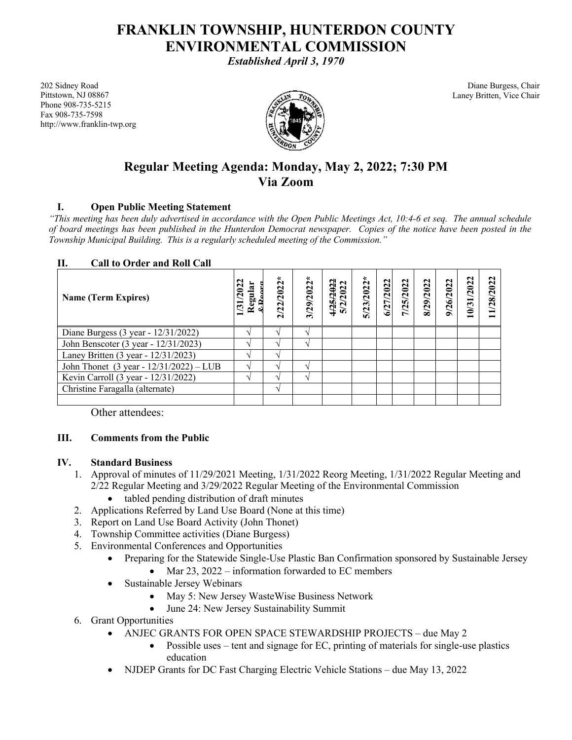# FRANKLIN TOWNSHIP, HUNTERDON COUNTY ENVIRONMENTAL COMMISSION

*Established April 3, 1970*

202 Sidney Road
Pittstown, NJ 08867
Phone 908-735-5215
Fax 908-735-7598
http://www.franklin-twp.org

Diane Burgess, Chair
Laney Britten, Vice Chair

## Regular Meeting Agenda: Monday, May 2, 2022; 7:30 PM Via Zoom

### I. Open Public Meeting Statement

*"This meeting has been duly advertised in accordance with the Open Public Meetings Act, 10:4-6 et seq. The annual schedule of board meetings has been published in the Hunterdon Democrat newspaper. Copies of the notice have been posted in the Township Municipal Building. This is a regularly scheduled meeting of the Commission."*

### II. Call to Order and Roll Call

| Name (Term Expires) | 1/31/2022 Regular & Reorg | 2/22/2022* | 3/29/2022* | ~~4/25/2022~~ 5/2/2022 | 5/23/2022* | 6/27/2022 | 7/25/2022 | 8/29/2022 | 9/26/2022 | 10/31/2022 | 11/28/2022 |
|---|---|---|---|---|---|---|---|---|---|---|---|
| Diane Burgess (3 year - 12/31/2022) | √ | √ | √ | | | | | | | | |
| John Benscoter (3 year - 12/31/2023) | √ | √ | √ | | | | | | | | |
| Laney Britten (3 year - 12/31/2023) | √ | √ | | | | | | | | | |
| John Thonet (3 year - 12/31/2022) – LUB | √ | √ | √ | | | | | | | | |
| Kevin Carroll (3 year - 12/31/2022) | √ | √ | √ | | | | | | | | |
| Christine Faragalla (alternate) | | √ | | | | | | | | | |
| | | | | | | | | | | | |

Other attendees:

### III. Comments from the Public

### IV. Standard Business

1. Approval of minutes of 11/29/2021 Meeting, 1/31/2022 Reorg Meeting, 1/31/2022 Regular Meeting and 2/22 Regular Meeting and 3/29/2022 Regular Meeting of the Environmental Commission
   - tabled pending distribution of draft minutes
2. Applications Referred by Land Use Board (None at this time)
3. Report on Land Use Board Activity (John Thonet)
4. Township Committee activities (Diane Burgess)
5. Environmental Conferences and Opportunities
   - Preparing for the Statewide Single-Use Plastic Ban Confirmation sponsored by Sustainable Jersey
     - Mar 23, 2022 – information forwarded to EC members
   - Sustainable Jersey Webinars
     - May 5: New Jersey WasteWise Business Network
     - June 24: New Jersey Sustainability Summit
6. Grant Opportunities
   - ANJEC GRANTS FOR OPEN SPACE STEWARDSHIP PROJECTS – due May 2
     - Possible uses – tent and signage for EC, printing of materials for single-use plastics education
   - NJDEP Grants for DC Fast Charging Electric Vehicle Stations – due May 13, 2022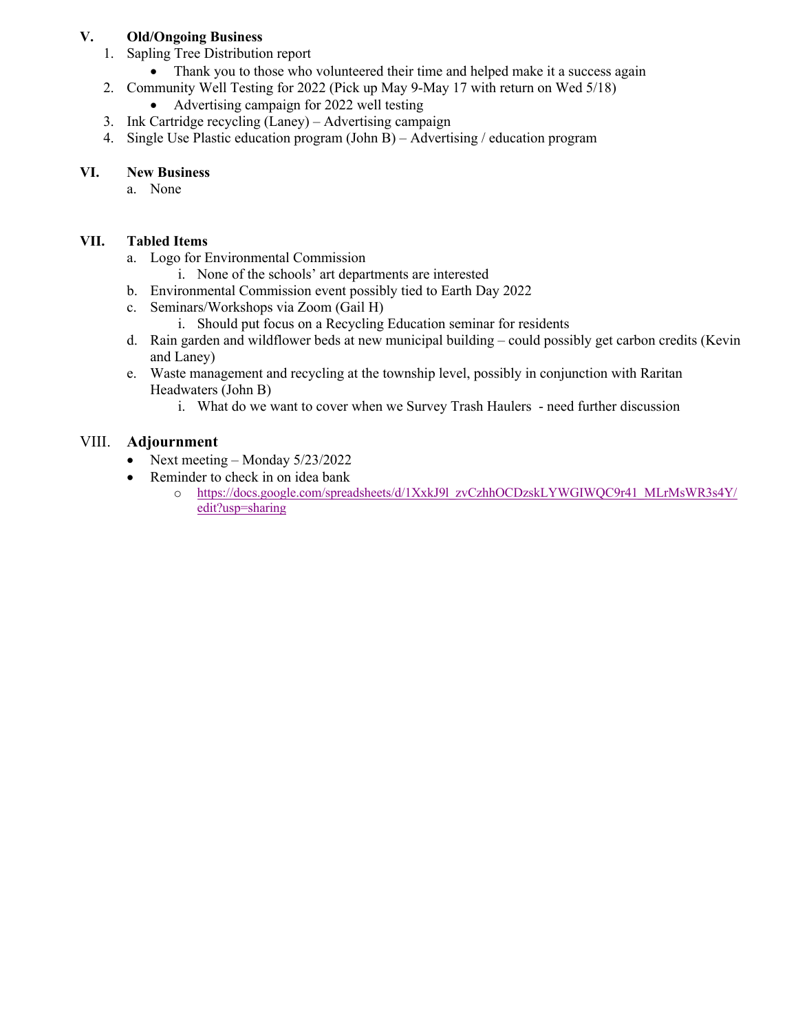## V. Old/Ongoing Business

1. Sapling Tree Distribution report
   - Thank you to those who volunteered their time and helped make it a success again
2. Community Well Testing for 2022 (Pick up May 9-May 17 with return on Wed 5/18)
   - Advertising campaign for 2022 well testing
3. Ink Cartridge recycling (Laney) – Advertising campaign
4. Single Use Plastic education program (John B) – Advertising / education program

## VI. New Business

a. None

## VII. Tabled Items

a. Logo for Environmental Commission
   i. None of the schools' art departments are interested

b. Environmental Commission event possibly tied to Earth Day 2022

c. Seminars/Workshops via Zoom (Gail H)
   i. Should put focus on a Recycling Education seminar for residents

d. Rain garden and wildflower beds at new municipal building – could possibly get carbon credits (Kevin and Laney)

e. Waste management and recycling at the township level, possibly in conjunction with Raritan Headwaters (John B)
   i. What do we want to cover when we Survey Trash Haulers - need further discussion

## VIII. Adjournment

- Next meeting – Monday 5/23/2022
- Reminder to check in on idea bank
  - https://docs.google.com/spreadsheets/d/1XxkJ9l_zvCzhhOCDzskLYWGIWQC9r41_MLrMsWR3s4Y/edit?usp=sharing